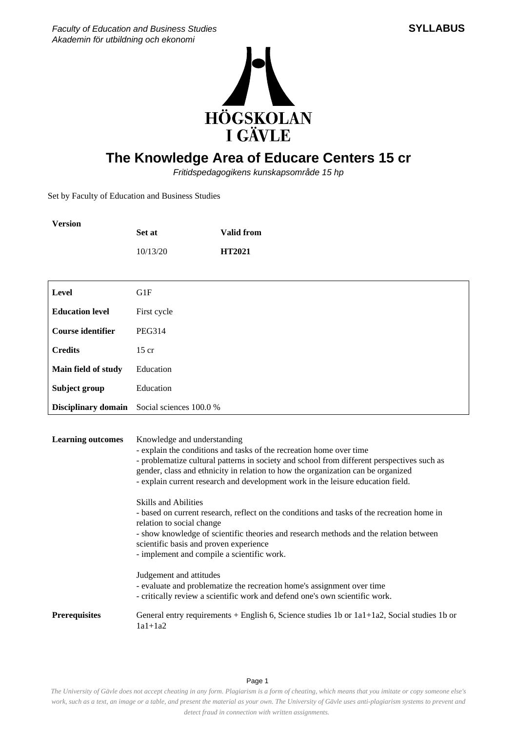*Faculty of Education and Business Studies*
*Akademin för utbildning och ekonomi*

**SYLLABUS**

HÖGSKOLAN I GÄVLE

# The Knowledge Area of Educare Centers 15 cr

*Fritidspedagogikens kunskapsområde 15 hp*

Set by Faculty of Education and Business Studies

| **Version** | **Set at** | **Valid from** |
|---|---|---|
| | 10/13/20 | **HT2021** |

| | |
|---|---|
| **Level** | G1F |
| **Education level** | First cycle |
| **Course identifier** | PEG314 |
| **Credits** | 15 cr |
| **Main field of study** | Education |
| **Subject group** | Education |
| **Disciplinary domain** | Social sciences 100.0 % |

**Learning outcomes**

Knowledge and understanding
- explain the conditions and tasks of the recreation home over time
- problematize cultural patterns in society and school from different perspectives such as gender, class and ethnicity in relation to how the organization can be organized
- explain current research and development work in the leisure education field.

Skills and Abilities
- based on current research, reflect on the conditions and tasks of the recreation home in relation to social change
- show knowledge of scientific theories and research methods and the relation between scientific basis and proven experience
- implement and compile a scientific work.

Judgement and attitudes
- evaluate and problematize the recreation home's assignment over time
- critically review a scientific work and defend one's own scientific work.

**Prerequisites**

General entry requirements + English 6, Science studies 1b or 1a1+1a2, Social studies 1b or 1a1+1a2

*The University of Gävle does not accept cheating in any form. Plagiarism is a form of cheating, which means that you imitate or copy someone else's work, such as a text, an image or a table, and present the material as your own. The University of Gävle uses anti-plagiarism systems to prevent and detect fraud in connection with written assignments.*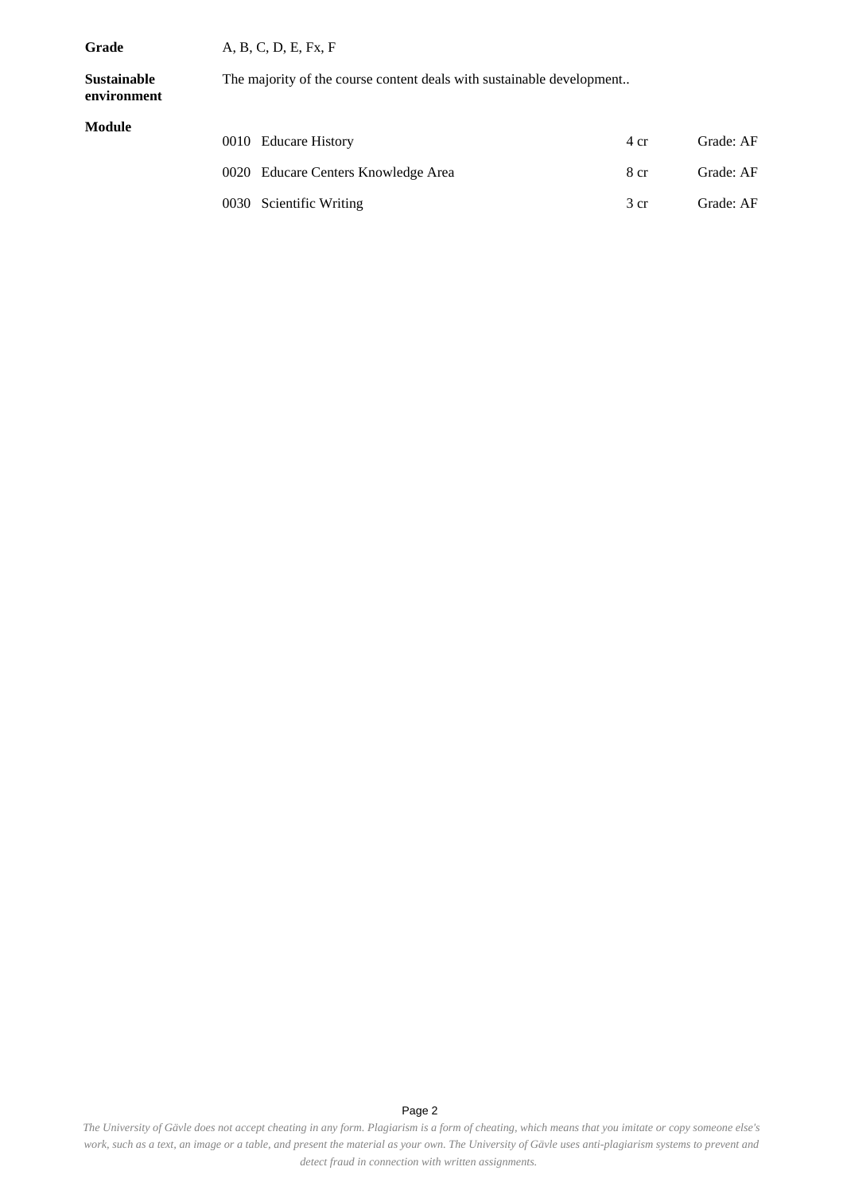**Grade** A, B, C, D, E, Fx, F

**Sustainable environment** The majority of the course content deals with sustainable development..

**Module**

| | | | |
|---|---|---|---|
| 0010 | Educare History | 4 cr | Grade: AF |
| 0020 | Educare Centers Knowledge Area | 8 cr | Grade: AF |
| 0030 | Scientific Writing | 3 cr | Grade: AF |

*The University of Gävle does not accept cheating in any form. Plagiarism is a form of cheating, which means that you imitate or copy someone else's work, such as a text, an image or a table, and present the material as your own. The University of Gävle uses anti-plagiarism systems to prevent and detect fraud in connection with written assignments.*